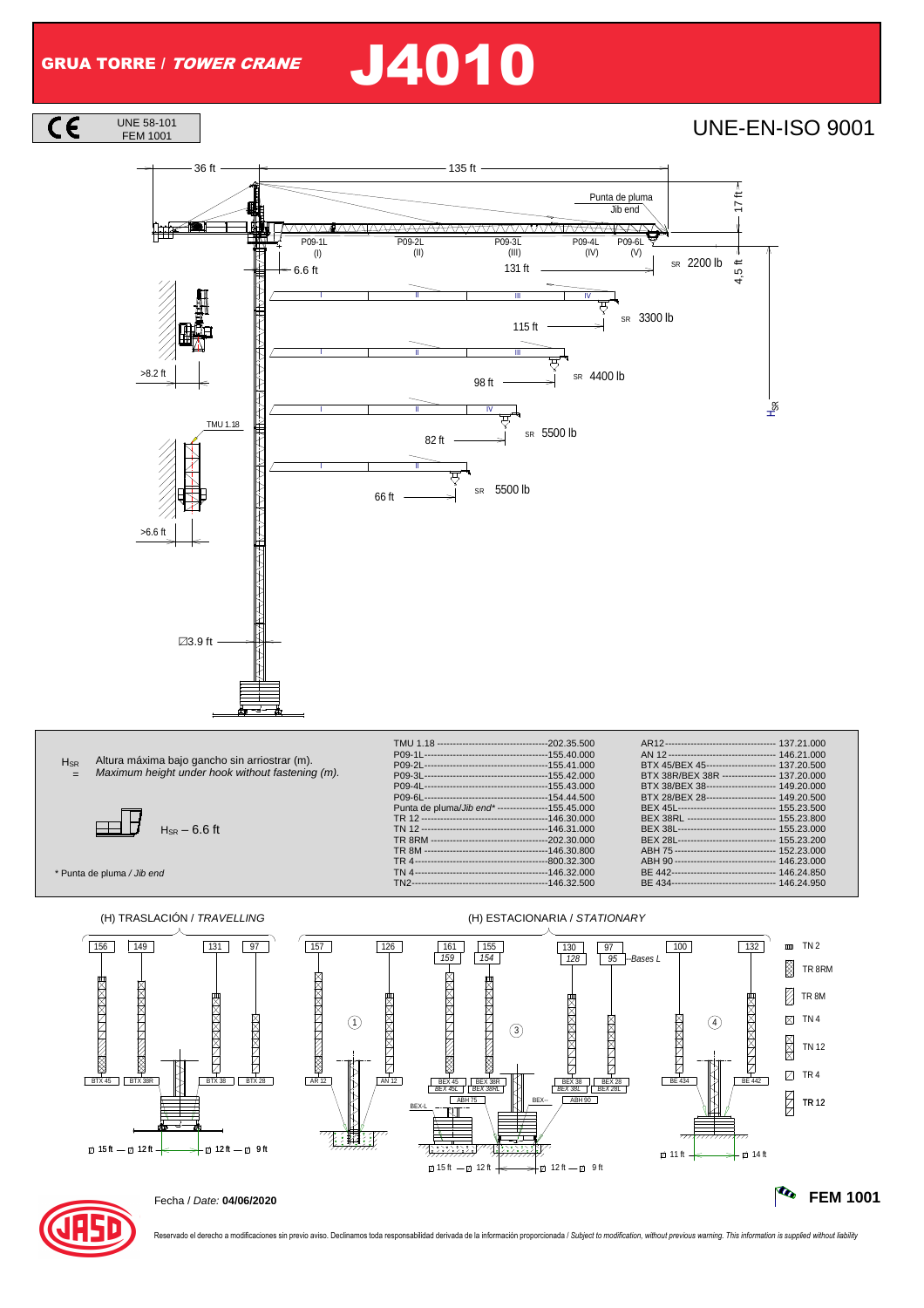# GRUA TORRE / *TOWER CRANE* J4010

UNE 58-101
FEM 1001

UNE-EN-ISO 9001

36 ft — 135 ft

Punta de pluma / Jib end

17 ft

P09-1L (I) | P09-2L (II) | P09-3L (III) | P09-4L (IV) | P09-6L (V)

6.6 ft

131 ft — SR 2200 lb

4,5 ft

115 ft — SR 3300 lb

>8.2 ft

98 ft — SR 4400 lb

$H_{SR}$

TMU 1.18

82 ft — SR 5500 lb

66 ft — SR 5500 lb

>6.6 ft

3.9 ft

$H_{SR}$ = Altura máxima bajo gancho sin arriostrar (m).
*Maximum height under hook without fastening (m).*

$H_{SR}$ – 6.6 ft

\* Punta de pluma / *Jib end*

| | |
|---|---|
| TMU 1.18 | 202.35.500 |
| P09-1L | 155.40.000 |
| P09-2L | 155.41.000 |
| P09-3L | 155.42.000 |
| P09-4L | 155.43.000 |
| P09-6L | 154.44.500 |
| Punta de pluma/*Jib end** | 155.45.000 |
| TR 12 | 146.30.000 |
| TN 12 | 146.31.000 |
| TR 8RM | 202.30.000 |
| TR 8M | 146.30.800 |
| TR 4 | 800.32.300 |
| TN 4 | 146.32.000 |
| TN2 | 146.32.500 |

| | |
|---|---|
| AR12 | 137.21.000 |
| AN 12 | 146.21.000 |
| BTX 45/BEX 45 | 137.20.500 |
| BTX 38R/BEX 38R | 137.20.000 |
| BTX 38/BEX 38 | 149.20.000 |
| BTX 28/BEX 28 | 149.20.500 |
| BEX 45L | 155.23.500 |
| BEX 38RL | 155.23.800 |
| BEX 38L | 155.23.000 |
| BEX 28L | 155.23.200 |
| ABH 75 | 152.23.000 |
| ABH 90 | 146.23.000 |
| BE 442 | 146.24.850 |
| BE 434 | 146.24.950 |

(H) TRASLACIÓN / *TRAVELLING*

156 | 149 | 131 | 97

BTX 45 | BTX 38R | BTX 38 | BTX 28

15 ft — 12 ft — 12 ft — 9 ft

(H) ESTACIONARIA / *STATIONARY*

157 | 126 | 161 (*159*) | 155 (*154*) | 130 (*128*) | 97 (*95*) — *Bases L* | 100 | 132

① AR 12 | AN 12

③ BEX 45 / *BEX 45L* | BEX 38R / *BEX 38RL* | ABH 75 | BEX-L | BEX 38 / *BEX 38L* | BEX 28 / *BEX 28L* | ABH 90 | BEX-

15 ft — 12 ft — 12 ft — 9 ft

④ BE 434 | BE 442

11 ft — 14 ft

TN 2, TR 8RM, TR 8M, TN 4, TN 12, TR 4, TR 12

Fecha / *Date:* **04/06/2020**

**FEM 1001**

Reservado el derecho a modificaciones sin previo aviso. Declinamos toda responsabilidad derivada de la información proporcionada / *Subject to modification, without previous warning. This information is supplied without liability*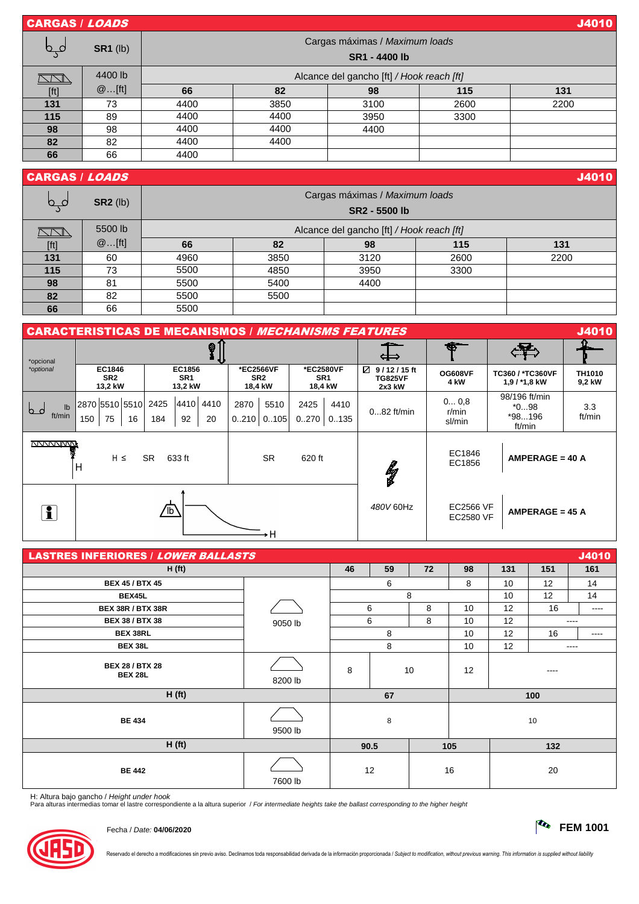## CARGAS / *LOADS* — J4010

| SR1 (lb) | | Cargas máximas / *Maximum loads* SR1 - 4400 lb | | | | |
|---|---|---|---|---|---|---|
| [ft] | 4400 lb @…[ft] | Alcance del gancho [ft] / *Hook reach [ft]* | | | | |
| | | **66** | **82** | **98** | **115** | **131** |
| **131** | 73 | 4400 | 3850 | 3100 | 2600 | 2200 |
| **115** | 89 | 4400 | 4400 | 3950 | 3300 | |
| **98** | 98 | 4400 | 4400 | 4400 | | |
| **82** | 82 | 4400 | 4400 | | | |
| **66** | 66 | 4400 | | | | |

## CARGAS / *LOADS* — J4010

| SR2 (lb) | | Cargas máximas / *Maximum loads* SR2 - 5500 lb | | | | |
|---|---|---|---|---|---|---|
| [ft] | 5500 lb @…[ft] | Alcance del gancho [ft] / *Hook reach [ft]* | | | | |
| | | **66** | **82** | **98** | **115** | **131** |
| **131** | 60 | 4960 | 3850 | 3120 | 2600 | 2200 |
| **115** | 73 | 5500 | 4850 | 3950 | 3300 | |
| **98** | 81 | 5500 | 5400 | 4400 | | |
| **82** | 82 | 5500 | 5500 | | | |
| **66** | 66 | 5500 | | | | |

## CARACTERISTICAS DE MECANISMOS / *MECHANISMS FEATURES* — J4010

| *opcional *optional* | EC1846 SR2 13,2 kW | EC1856 SR1 13,2 kW | *EC2566VF SR2 18,4 kW | *EC2580VF SR1 18,4 kW | 9 / 12 / 15 ft TG825VF 2x3 kW | OG608VF 4 kW | TC360 / *TC360VF 1,9 / *1,8 kW | TH1010 9,2 kW |
|---|---|---|---|---|---|---|---|---|
| lb | 2870 / 5510 / 5510 | 2425 / 4410 / 4410 | 2870 / 5510 | 2425 / 4410 | 0…82 ft/min | 0… 0,8 r/min sl/min | 98/196 ft/min *0…98 *98…196 ft/min | 3.3 ft/min |
| ft/min | 150 / 75 / 16 | 184 / 92 / 20 | 0..210 / 0..105 | 0..270 / 0..135 | | | | |

| | | | |
|---|---|---|---|
| H ≤ SR 633 ft | SR 620 ft | EC1846 EC1856 | **AMPERAGE = 40 A** |
| | 480V 60Hz | EC2566 VF EC2580 VF | **AMPERAGE = 45 A** |

## LASTRES INFERIORES / *LOWER BALLASTS* — J4010

| H (ft) | | 46 | 59 | 72 | 98 | 131 | 151 | 161 |
|---|---|---|---|---|---|---|---|---|
| **BEX 45 / BTX 45** | 9050 lb | 6 | | | 8 | 10 | 12 | 14 |
| **BEX45L** | | 8 | | | | 10 | 12 | 14 |
| **BEX 38R / BTX 38R** | | 6 | | 8 | 10 | 12 | 16 | ---- |
| **BEX 38 / BTX 38** | | 6 | | 8 | 10 | 12 | ---- | |
| **BEX 38RL** | | 8 | | | 10 | 12 | 16 | ---- |
| **BEX 38L** | | 8 | | | 10 | 12 | ---- | |
| **BEX 28 / BTX 28 BEX 28L** | 8200 lb | 8 | 10 | | 12 | ---- | | |

| H (ft) | | 67 | 100 |
|---|---|---|---|
| **BE 434** | 9500 lb | 8 | 10 |

| H (ft) | | 90.5 | 105 | 132 |
|---|---|---|---|---|
| **BE 442** | 7600 lb | 12 | 16 | 20 |

H: Altura bajo gancho / *Height under hook*
Para alturas intermedias tomar el lastre correspondiente a la altura superior / *For intermediate heights take the ballast corresponding to the higher height*

Fecha / *Date:* **04/06/2020**

**FEM 1001**

Reservado el derecho a modificaciones sin previo aviso. Declinamos toda responsabilidad derivada de la información proporcionada / *Subject to modification, without previous warning. This information is supplied without liability*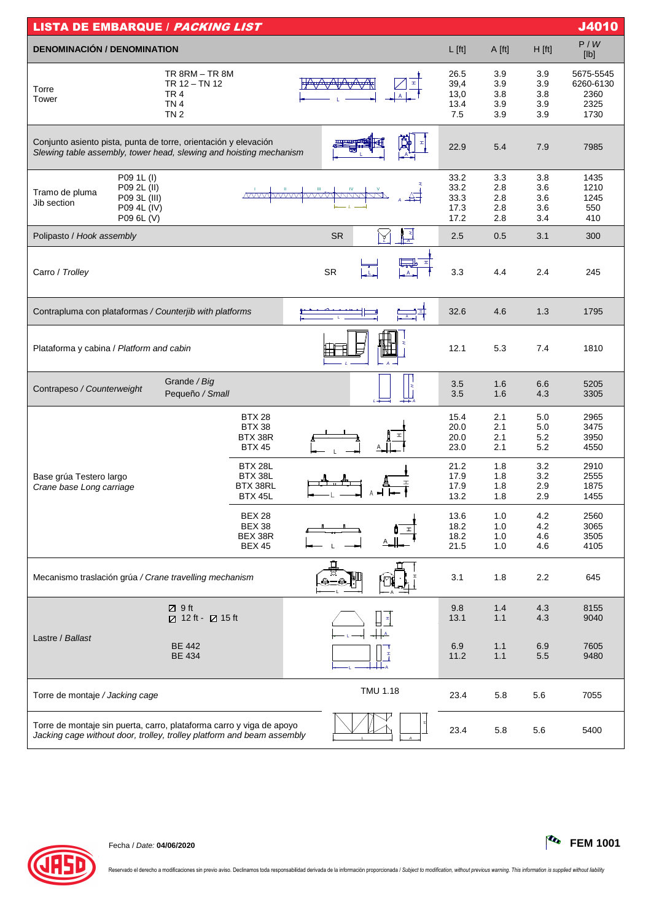# LISTA DE EMBARQUE / *PACKING LIST* — J4010

| DENOMINACIÓN / DENOMINATION | | L [ft] | A [ft] | H [ft] | P / *W* [lb] |
|---|---|---|---|---|---|
| Torre / Tower | TR 8RM – TR 8M | 26.5 | 3.9 | 3.9 | 5675-5545 |
| | TR 12 – TN 12 | 39,4 | 3.9 | 3.9 | 6260-6130 |
| | TR 4 | 13,0 | 3.8 | 3.8 | 2360 |
| | TN 4 | 13,4 | 3.9 | 3.9 | 2325 |
| | TN 2 | 7.5 | 3.9 | 3.9 | 1730 |
| Conjunto asiento pista, punta de torre, orientación y elevación / *Slewing table assembly, tower head, slewing and hoisting mechanism* | | 22.9 | 5.4 | 7.9 | 7985 |
| Tramo de pluma / Jib section | P09 1L (I) | 33.2 | 3.3 | 3.8 | 1435 |
| | P09 2L (II) | 33.2 | 2.8 | 3.6 | 1210 |
| | P09 3L (III) | 33.3 | 2.8 | 3.6 | 1245 |
| | P09 4L (IV) | 17.3 | 2.8 | 3.6 | 550 |
| | P09 6L (V) | 17.2 | 2.8 | 3.4 | 410 |
| Polipasto / *Hook assembly* | SR | 2.5 | 0.5 | 3.1 | 300 |
| Carro / *Trolley* | SR | 3.3 | 4.4 | 2.4 | 245 |
| Contrapluma con plataformas / *Counterjib with platforms* | | 32.6 | 4.6 | 1.3 | 1795 |
| Plataforma y cabina / *Platform and cabin* | | 12.1 | 5.3 | 7.4 | 1810 |
| Contrapeso / *Counterweight* | Grande / *Big* | 3.5 | 1.6 | 6.6 | 5205 |
| | Pequeño / *Small* | 3.5 | 1.6 | 4.3 | 3305 |
| Base grúa Testero largo / *Crane base Long carriage* | BTX 28 | 15.4 | 2.1 | 5.0 | 2965 |
| | BTX 38 | 20.0 | 2.1 | 5.0 | 3475 |
| | BTX 38R | 20.0 | 2.1 | 5.2 | 3950 |
| | BTX 45 | 23.0 | 2.1 | 5.2 | 4550 |
| | BTX 28L | 21.2 | 1.8 | 3.2 | 2910 |
| | BTX 38L | 17.9 | 1.8 | 3.2 | 2555 |
| | BTX 38RL | 17.9 | 1.8 | 2.9 | 1875 |
| | BTX 45L | 13.2 | 1.8 | 2.9 | 1455 |
| | BEX 28 | 13.6 | 1.0 | 4.2 | 2560 |
| | BEX 38 | 18.2 | 1.0 | 4.2 | 3065 |
| | BEX 38R | 18.2 | 1.0 | 4.6 | 3505 |
| | BEX 45 | 21.5 | 1.0 | 4.6 | 4105 |
| Mecanismo traslación grúa / *Crane travelling mechanism* | | 3.1 | 1.8 | 2.2 | 645 |
| Lastre / *Ballast* | ◪ 9 ft | 9.8 | 1.4 | 4.3 | 8155 |
| | ◪ 12 ft - ◪ 15 ft | 13.1 | 1.1 | 4.3 | 9040 |
| | BE 442 | 6.9 | 1.1 | 6.9 | 7605 |
| | BE 434 | 11.2 | 1.1 | 5.5 | 9480 |
| Torre de montaje / *Jacking cage* | TMU 1.18 | 23.4 | 5.8 | 5.6 | 7055 |
| Torre de montaje sin puerta, carro, plataforma carro y viga de apoyo / *Jacking cage without door, trolley, trolley platform and beam assembly* | | 23.4 | 5.8 | 5.6 | 5400 |

Fecha / *Date:* **04/06/2020**

**FEM 1001**

Reservado el derecho a modificaciones sin previo aviso. Declinamos toda responsabilidad derivada de la información proporcionada / *Subject to modification, without previous warning. This information is supplied without liability*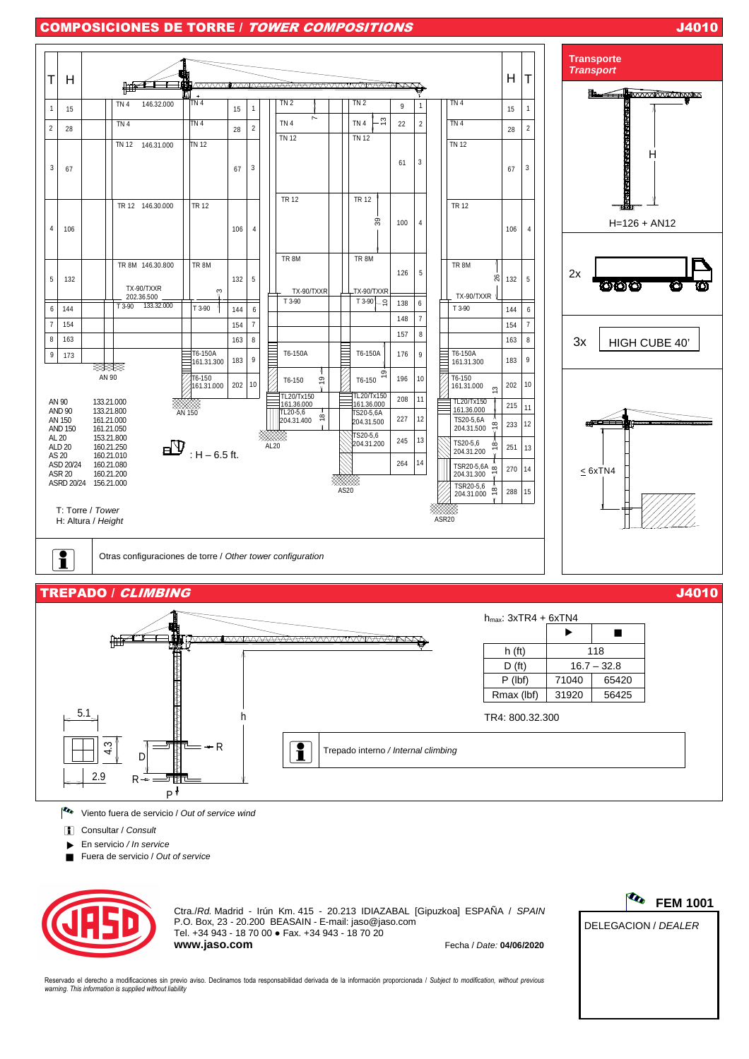## COMPOSICIONES DE TORRE / *TOWER COMPOSITIONS* — J4010

| T | H | | | H | T | | | H | T | | H | T |
|---|---|---|---|---|---|---|---|---|---|---|---|---|
| 1 | 15 | TN 4 146.32.000 | TN 4 | 15 | 1 | TN 2 | TN 2 | 9 | 1 | TN 4 | 15 | 1 |
| 2 | 28 | TN 4 | TN 4 | 28 | 2 | TN 4 | TN 4 | 22 | 2 | TN 4 | 28 | 2 |
| 3 | 67 | TN 12 146.31.000 | TN 12 | 67 | 3 | TN 12 | TN 12 | 61 | 3 | TN 12 | 67 | 3 |
| 4 | 106 | TR 12 146.30.000 | TR 12 | 106 | 4 | TR 12 | TR 12 | 100 | 4 | TR 12 | 106 | 4 |
| 5 | 132 | TR 8M 146.30.800 / TX-90/TXXR 202.36.500 | TR 8M | 132 | 5 | TR 8M / TX-90/TXXR | TR 8M / TX-90/TXXR | 126 | 5 | TR 8M / TX-90/TXXR | 132 | 5 |
| 6 | 144 | T 3-90 133.32.000 | T 3-90 | 144 | 6 | T 3-90 | T 3-90 | 138 | 6 | T 3-90 | 144 | 6 |
| 7 | 154 | | | 154 | 7 | | | 148 | 7 | | 154 | 7 |
| 8 | 163 | | | 163 | 8 | | | 157 | 8 | | 163 | 8 |
| 9 | 173 | AN 90 | T6-150A 161.31.300 | 183 | 9 | T6-150A | T6-150A | 176 | 9 | T6-150A 161.31.300 | 183 | 9 |
| | | | T6-150 161.31.000 | 202 | 10 | T6-150 | T6-150 | 196 | 10 | T6-150 161.31.000 | 202 | 10 |
| | | | AN 150 | | | TL20/Tx150 161.36.000 | TL20/Tx150 161.36.000 | 208 | 11 | TL20/Tx150 161.36.000 | 215 | 11 |
| | | | | | | TL20-5,6 204.31.400 | TS20-5,6A 204.31.500 | 227 | 12 | TS20-5,6A 204.31.500 | 233 | 12 |
| | | | | | | AL20 | TS20-5,6 204.31.200 | 245 | 13 | TS20-5,6 204.31.200 | 251 | 13 |
| | | | | | | | | 264 | 14 | TSR20-5,6A 204.31.300 | 270 | 14 |
| | | | | | | | AS20 | | | TSR20-5,6 204.31.000 | 288 | 15 |
| | | | | | | | | | | ASR20 | | |

7, 13, 39, 26, 10, 19, 19, 18, 13, 18, 18, 18, 18

AN 90 133.21.000
AND 90 133.21.800
AN 150 161.21.000
AND 150 161.21.050
AL 20 153.21.800
ALD 20 160.21.250
AS 20 160.21.010
ASD 20/24 160.21.080
ASR 20 160.21.200
ASRD 20/24 156.21.000

: H – 6.5 ft.

T: Torre / *Tower*
H: Altura / *Height*

Otras configuraciones de torre / *Other tower configuration*

### Transporte / *Transport*

H

H=126 + AN12

2x

3x HIGH CUBE 40'

≤ 6xTN4

## TREPADO / *CLIMBING* — J4010

5.1
4.3
2.9
D
R
P
h

$h_{max}$: 3xTR4 + 6xTN4

| | ▶ | ■ |
|---|---|---|
| h (ft) | 118 | |
| D (ft) | 16.7 – 32.8 | |
| P (lbf) | 71040 | 65420 |
| Rmax (lbf) | 31920 | 56425 |

TR4: 800.32.300

Trepado interno / *Internal climbing*

Viento fuera de servicio / *Out of service wind*

Consultar / *Consult*

▶ En servicio / *In service*

■ Fuera de servicio / *Out of service*

Ctra./*Rd.* Madrid - Irún Km. 415 - 20.213 IDIAZABAL [Gipuzkoa] ESPAÑA / *SPAIN*
P.O. Box, 23 - 20.200 BEASAIN - E-mail: jaso@jaso.com
Tel. +34 943 - 18 70 00 ● Fax. +34 943 - 18 70 20
**www.jaso.com**

Fecha / *Date:* **04/06/2020**

**FEM 1001**

DELEGACION / *DEALER*

Reservado el derecho a modificaciones sin previo aviso. Declinamos toda responsabilidad derivada de la información proporcionada / *Subject to modification, without previous warning. This information is supplied without liability*